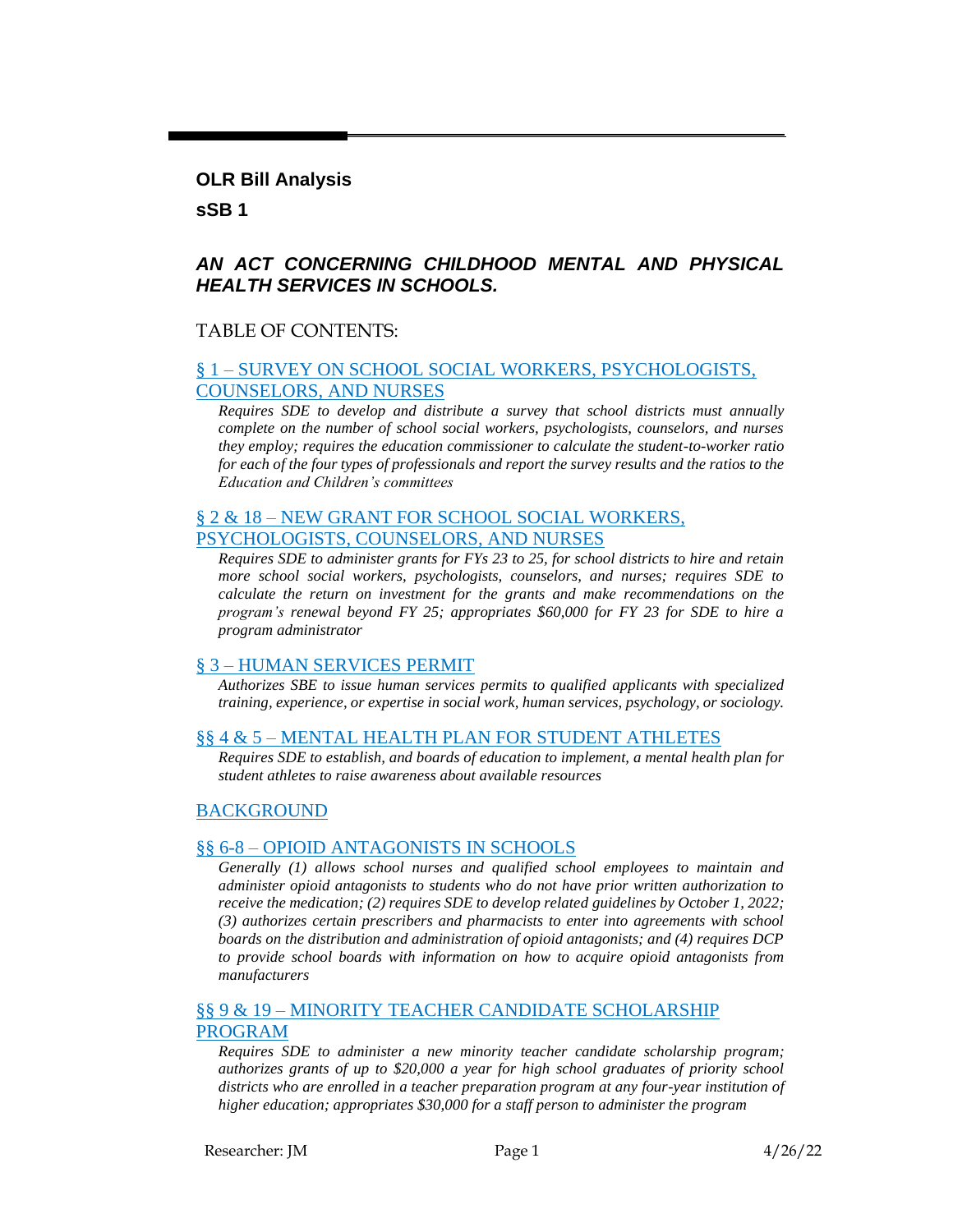**OLR Bill Analysis**

**sSB 1**

## *AN ACT CONCERNING CHILDHOOD MENTAL AND PHYSICAL HEALTH SERVICES IN SCHOOLS.*

TABLE OF CONTENTS:

§ 1 – SURVEY ON SCHOOL SOCIAL WORKERS, PSYCHOLOGISTS, COUNSELORS, AND NURSES

*Requires SDE to develop and distribute a survey that school districts must annually complete on the number of school social workers, psychologists, counselors, and nurses they employ; requires the education commissioner to calculate the student-to-worker ratio for each of the four types of professionals and report the survey results and the ratios to the Education and Children's committees*

§ 2 & 18 – NEW GRANT FOR SCHOOL SOCIAL WORKERS, PSYCHOLOGISTS, COUNSELORS, AND NURSES

*Requires SDE to administer grants for FYs 23 to 25, for school districts to hire and retain more school social workers, psychologists, counselors, and nurses; requires SDE to calculate the return on investment for the grants and make recommendations on the program's renewal beyond FY 25; appropriates $60,000 for FY 23 for SDE to hire a program administrator*

§ 3 – HUMAN SERVICES PERMIT

*Authorizes SBE to issue human services permits to qualified applicants with specialized training, experience, or expertise in social work, human services, psychology, or sociology.*

§§ 4 & 5 – MENTAL HEALTH PLAN FOR STUDENT ATHLETES

*Requires SDE to establish, and boards of education to implement, a mental health plan for student athletes to raise awareness about available resources*

BACKGROUND

§§ 6-8 – OPIOID ANTAGONISTS IN SCHOOLS

*Generally (1) allows school nurses and qualified school employees to maintain and administer opioid antagonists to students who do not have prior written authorization to receive the medication; (2) requires SDE to develop related guidelines by October 1, 2022; (3) authorizes certain prescribers and pharmacists to enter into agreements with school boards on the distribution and administration of opioid antagonists; and (4) requires DCP to provide school boards with information on how to acquire opioid antagonists from manufacturers*

§§ 9 & 19 – MINORITY TEACHER CANDIDATE SCHOLARSHIP PROGRAM

*Requires SDE to administer a new minority teacher candidate scholarship program; authorizes grants of up to $20,000 a year for high school graduates of priority school districts who are enrolled in a teacher preparation program at any four-year institution of higher education; appropriates $30,000 for a staff person to administer the program*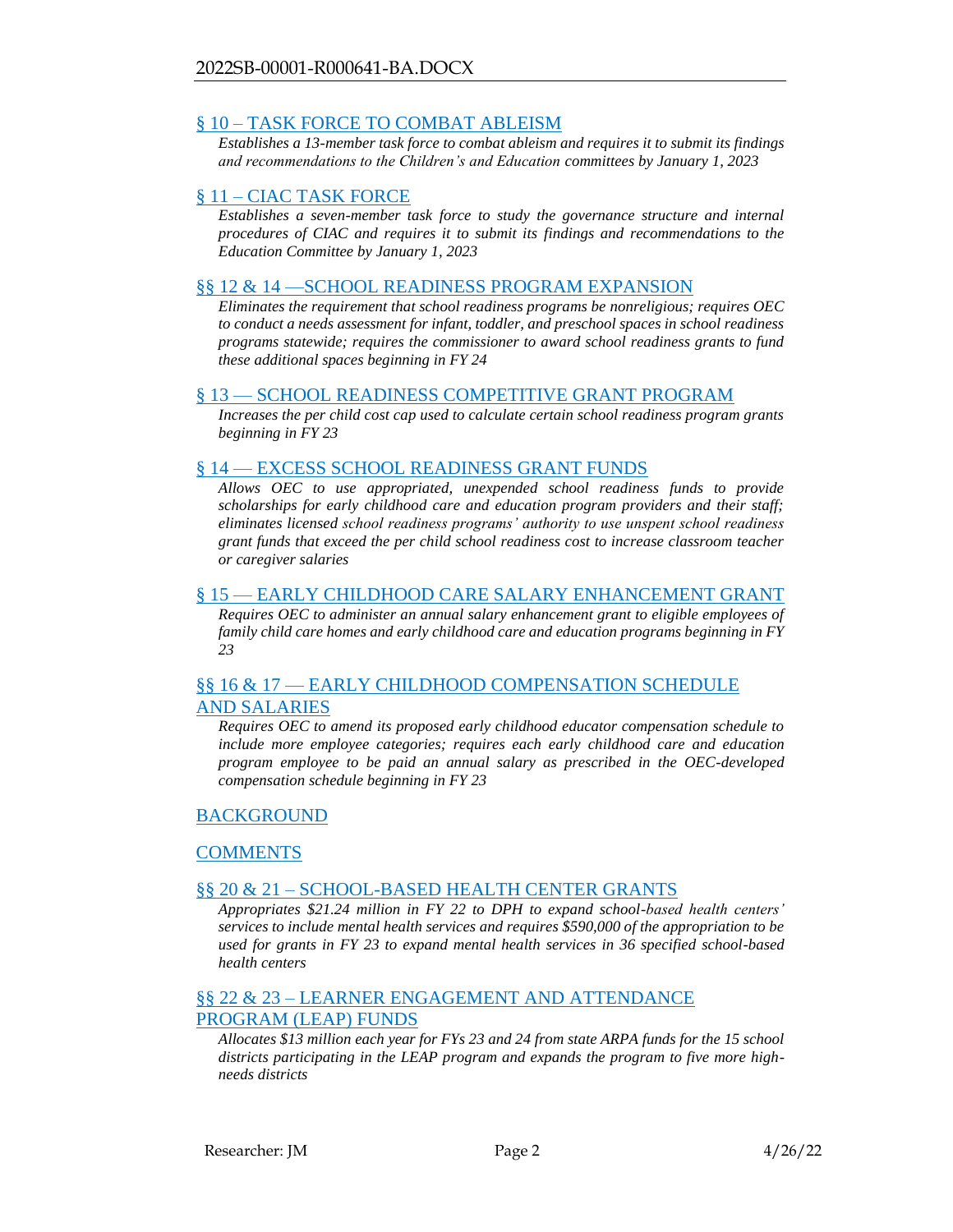[§ 10 – TASK FORCE TO COMBAT ABLEISM]

*Establishes a 13-member task force to combat ableism and requires it to submit its findings and recommendations to the Children's and Education committees by January 1, 2023*

[§ 11 – CIAC TASK FORCE]

*Establishes a seven-member task force to study the governance structure and internal procedures of CIAC and requires it to submit its findings and recommendations to the Education Committee by January 1, 2023*

[§§ 12 & 14 —SCHOOL READINESS PROGRAM EXPANSION]

*Eliminates the requirement that school readiness programs be nonreligious; requires OEC to conduct a needs assessment for infant, toddler, and preschool spaces in school readiness programs statewide; requires the commissioner to award school readiness grants to fund these additional spaces beginning in FY 24*

[§ 13 — SCHOOL READINESS COMPETITIVE GRANT PROGRAM]

*Increases the per child cost cap used to calculate certain school readiness program grants beginning in FY 23*

[§ 14 — EXCESS SCHOOL READINESS GRANT FUNDS]

*Allows OEC to use appropriated, unexpended school readiness funds to provide scholarships for early childhood care and education program providers and their staff; eliminates licensed school readiness programs' authority to use unspent school readiness grant funds that exceed the per child school readiness cost to increase classroom teacher or caregiver salaries*

[§ 15 — EARLY CHILDHOOD CARE SALARY ENHANCEMENT GRANT]

*Requires OEC to administer an annual salary enhancement grant to eligible employees of family child care homes and early childhood care and education programs beginning in FY 23*

[§§ 16 & 17 — EARLY CHILDHOOD COMPENSATION SCHEDULE AND SALARIES]

*Requires OEC to amend its proposed early childhood educator compensation schedule to include more employee categories; requires each early childhood care and education program employee to be paid an annual salary as prescribed in the OEC-developed compensation schedule beginning in FY 23*

[BACKGROUND]

[COMMENTS]

[§§ 20 & 21 – SCHOOL-BASED HEALTH CENTER GRANTS]

*Appropriates $21.24 million in FY 22 to DPH to expand school-based health centers' services to include mental health services and requires $590,000 of the appropriation to be used for grants in FY 23 to expand mental health services in 36 specified school-based health centers*

[§§ 22 & 23 – LEARNER ENGAGEMENT AND ATTENDANCE PROGRAM (LEAP) FUNDS]

*Allocates $13 million each year for FYs 23 and 24 from state ARPA funds for the 15 school districts participating in the LEAP program and expands the program to five more high-needs districts*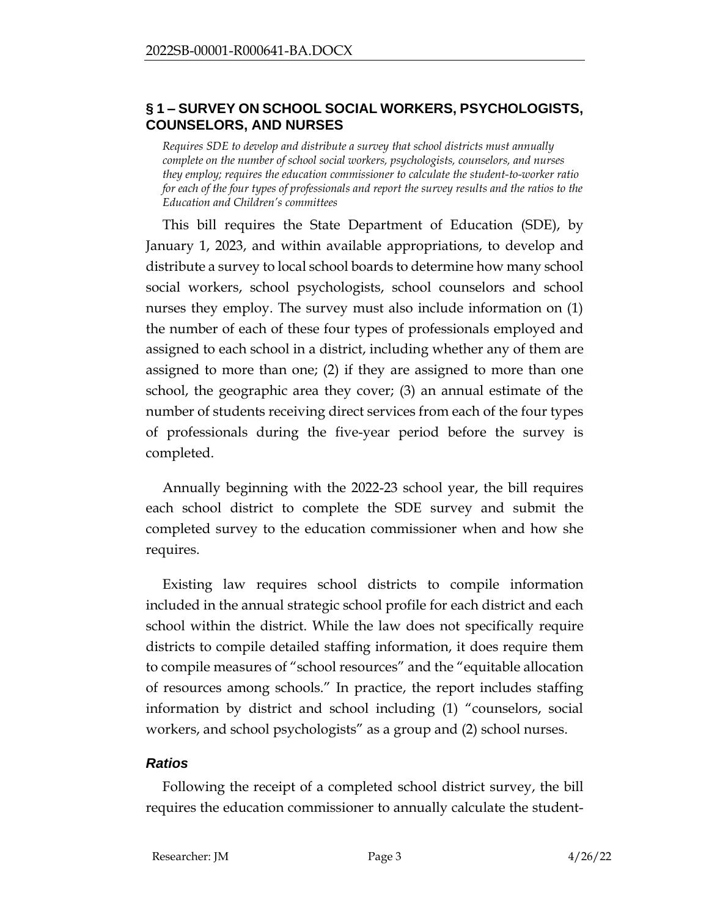## § 1 – SURVEY ON SCHOOL SOCIAL WORKERS, PSYCHOLOGISTS, COUNSELORS, AND NURSES

*Requires SDE to develop and distribute a survey that school districts must annually complete on the number of school social workers, psychologists, counselors, and nurses they employ; requires the education commissioner to calculate the student-to-worker ratio for each of the four types of professionals and report the survey results and the ratios to the Education and Children's committees*

This bill requires the State Department of Education (SDE), by January 1, 2023, and within available appropriations, to develop and distribute a survey to local school boards to determine how many school social workers, school psychologists, school counselors and school nurses they employ. The survey must also include information on (1) the number of each of these four types of professionals employed and assigned to each school in a district, including whether any of them are assigned to more than one; (2) if they are assigned to more than one school, the geographic area they cover; (3) an annual estimate of the number of students receiving direct services from each of the four types of professionals during the five-year period before the survey is completed.

Annually beginning with the 2022-23 school year, the bill requires each school district to complete the SDE survey and submit the completed survey to the education commissioner when and how she requires.

Existing law requires school districts to compile information included in the annual strategic school profile for each district and each school within the district. While the law does not specifically require districts to compile detailed staffing information, it does require them to compile measures of "school resources" and the "equitable allocation of resources among schools." In practice, the report includes staffing information by district and school including (1) "counselors, social workers, and school psychologists" as a group and (2) school nurses.

### *Ratios*

Following the receipt of a completed school district survey, the bill requires the education commissioner to annually calculate the student-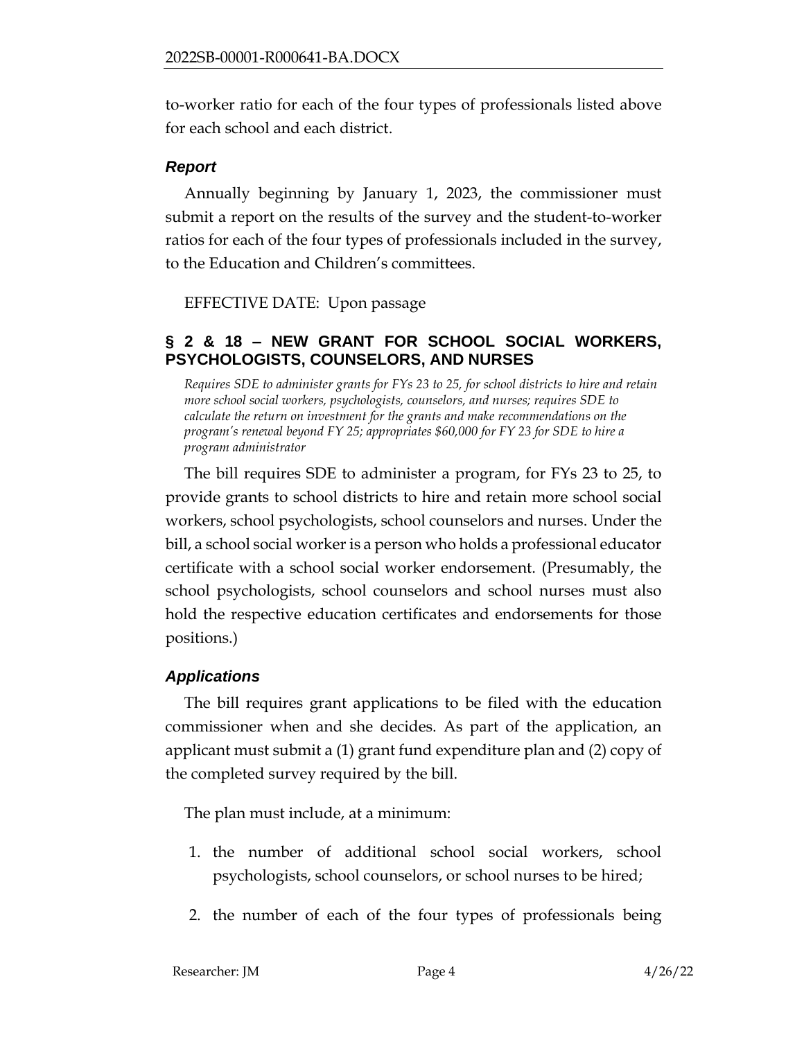to-worker ratio for each of the four types of professionals listed above for each school and each district.

### *Report*

Annually beginning by January 1, 2023, the commissioner must submit a report on the results of the survey and the student-to-worker ratios for each of the four types of professionals included in the survey, to the Education and Children's committees.

EFFECTIVE DATE: Upon passage

## § 2 & 18 – NEW GRANT FOR SCHOOL SOCIAL WORKERS, PSYCHOLOGISTS, COUNSELORS, AND NURSES

*Requires SDE to administer grants for FYs 23 to 25, for school districts to hire and retain more school social workers, psychologists, counselors, and nurses; requires SDE to calculate the return on investment for the grants and make recommendations on the program's renewal beyond FY 25; appropriates $60,000 for FY 23 for SDE to hire a program administrator*

The bill requires SDE to administer a program, for FYs 23 to 25, to provide grants to school districts to hire and retain more school social workers, school psychologists, school counselors and nurses. Under the bill, a school social worker is a person who holds a professional educator certificate with a school social worker endorsement. (Presumably, the school psychologists, school counselors and school nurses must also hold the respective education certificates and endorsements for those positions.)

### *Applications*

The bill requires grant applications to be filed with the education commissioner when and she decides. As part of the application, an applicant must submit a (1) grant fund expenditure plan and (2) copy of the completed survey required by the bill.

The plan must include, at a minimum:

1. the number of additional school social workers, school psychologists, school counselors, or school nurses to be hired;
2. the number of each of the four types of professionals being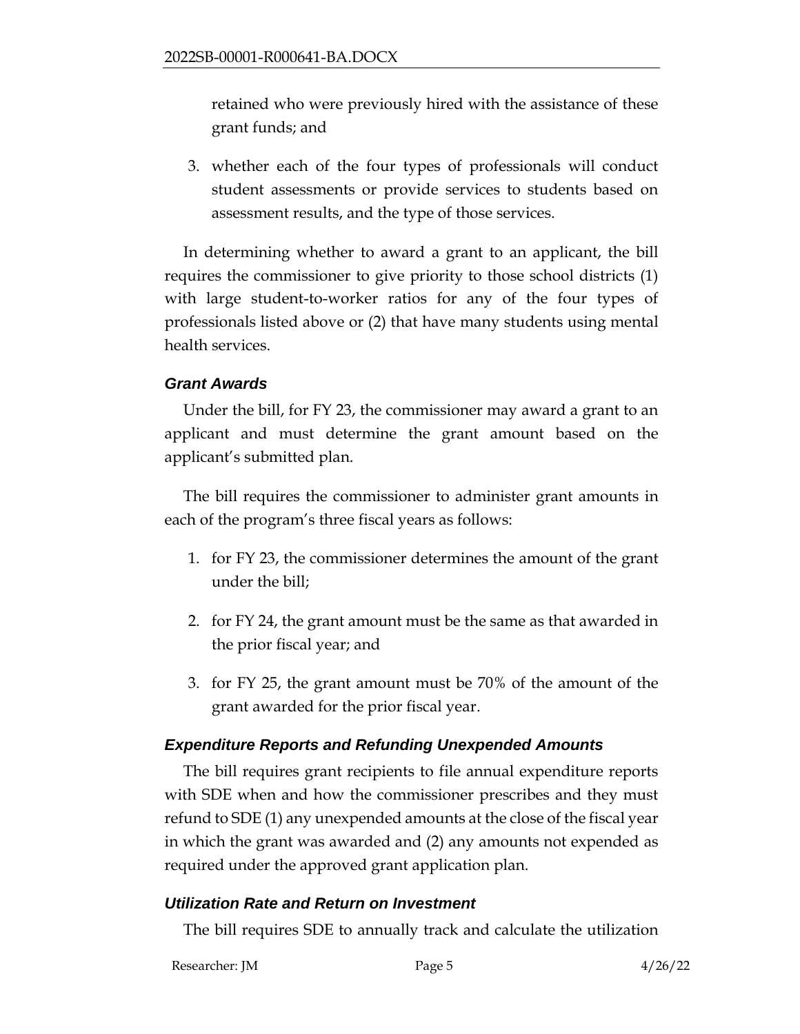retained who were previously hired with the assistance of these grant funds; and

3. whether each of the four types of professionals will conduct student assessments or provide services to students based on assessment results, and the type of those services.

In determining whether to award a grant to an applicant, the bill requires the commissioner to give priority to those school districts (1) with large student-to-worker ratios for any of the four types of professionals listed above or (2) that have many students using mental health services.

### *Grant Awards*

Under the bill, for FY 23, the commissioner may award a grant to an applicant and must determine the grant amount based on the applicant's submitted plan.

The bill requires the commissioner to administer grant amounts in each of the program's three fiscal years as follows:

1. for FY 23, the commissioner determines the amount of the grant under the bill;
2. for FY 24, the grant amount must be the same as that awarded in the prior fiscal year; and
3. for FY 25, the grant amount must be 70% of the amount of the grant awarded for the prior fiscal year.

### *Expenditure Reports and Refunding Unexpended Amounts*

The bill requires grant recipients to file annual expenditure reports with SDE when and how the commissioner prescribes and they must refund to SDE (1) any unexpended amounts at the close of the fiscal year in which the grant was awarded and (2) any amounts not expended as required under the approved grant application plan.

### *Utilization Rate and Return on Investment*

The bill requires SDE to annually track and calculate the utilization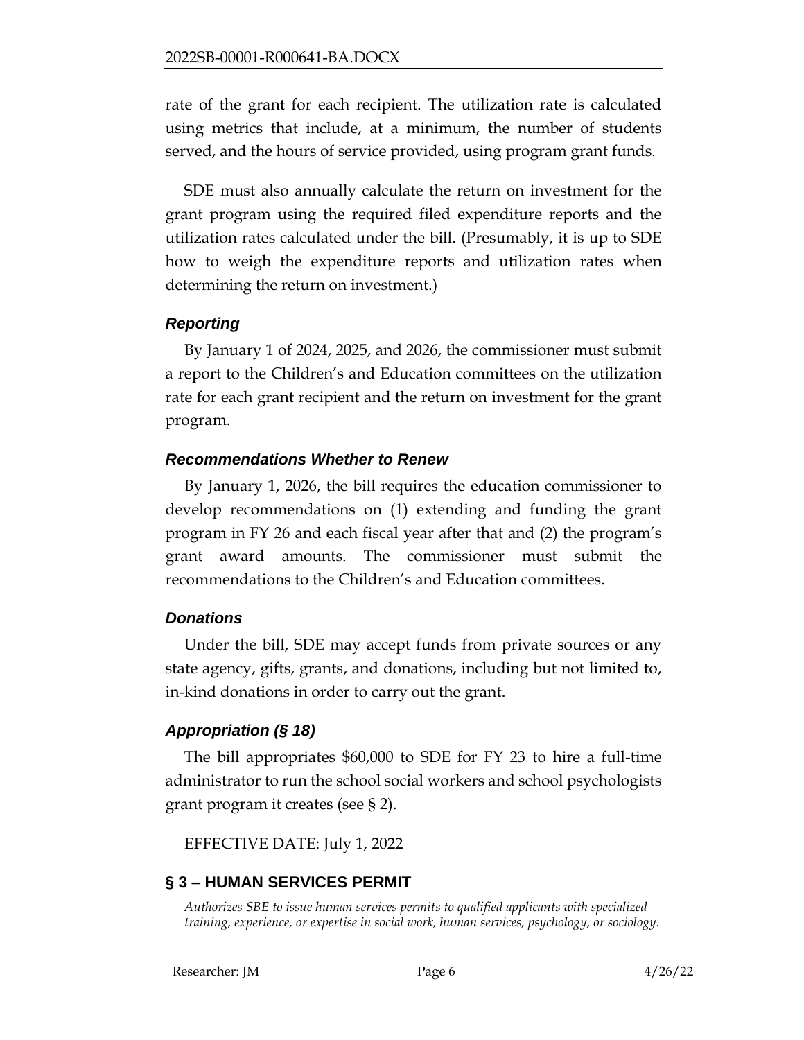rate of the grant for each recipient. The utilization rate is calculated using metrics that include, at a minimum, the number of students served, and the hours of service provided, using program grant funds.

SDE must also annually calculate the return on investment for the grant program using the required filed expenditure reports and the utilization rates calculated under the bill. (Presumably, it is up to SDE how to weigh the expenditure reports and utilization rates when determining the return on investment.)

### *Reporting*

By January 1 of 2024, 2025, and 2026, the commissioner must submit a report to the Children's and Education committees on the utilization rate for each grant recipient and the return on investment for the grant program.

### *Recommendations Whether to Renew*

By January 1, 2026, the bill requires the education commissioner to develop recommendations on (1) extending and funding the grant program in FY 26 and each fiscal year after that and (2) the program's grant award amounts. The commissioner must submit the recommendations to the Children's and Education committees.

### *Donations*

Under the bill, SDE may accept funds from private sources or any state agency, gifts, grants, and donations, including but not limited to, in-kind donations in order to carry out the grant.

### *Appropriation (§ 18)*

The bill appropriates $60,000 to SDE for FY 23 to hire a full-time administrator to run the school social workers and school psychologists grant program it creates (see § 2).

EFFECTIVE DATE: July 1, 2022

## § 3 – HUMAN SERVICES PERMIT

*Authorizes SBE to issue human services permits to qualified applicants with specialized training, experience, or expertise in social work, human services, psychology, or sociology.*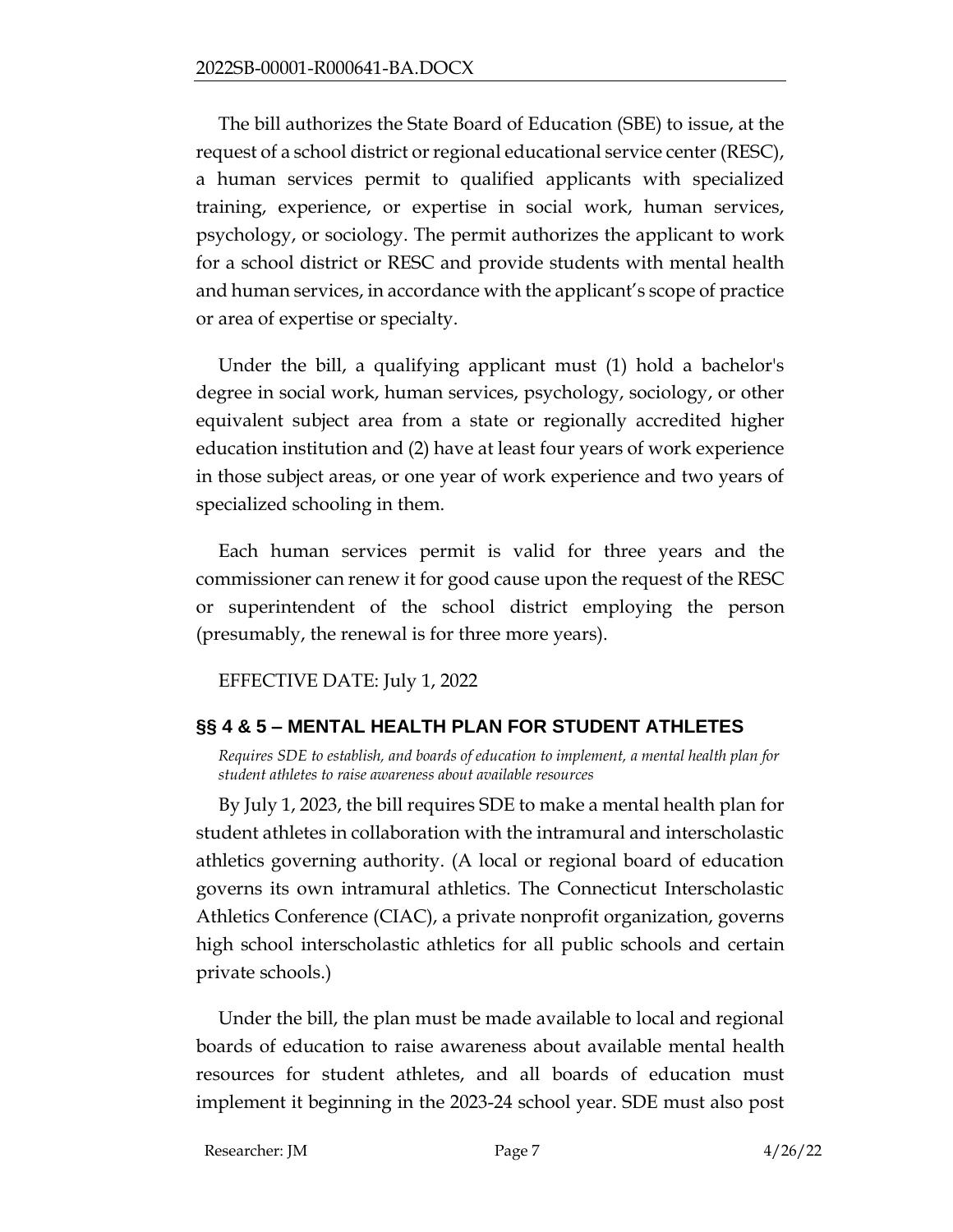The bill authorizes the State Board of Education (SBE) to issue, at the request of a school district or regional educational service center (RESC), a human services permit to qualified applicants with specialized training, experience, or expertise in social work, human services, psychology, or sociology. The permit authorizes the applicant to work for a school district or RESC and provide students with mental health and human services, in accordance with the applicant's scope of practice or area of expertise or specialty.

Under the bill, a qualifying applicant must (1) hold a bachelor's degree in social work, human services, psychology, sociology, or other equivalent subject area from a state or regionally accredited higher education institution and (2) have at least four years of work experience in those subject areas, or one year of work experience and two years of specialized schooling in them.

Each human services permit is valid for three years and the commissioner can renew it for good cause upon the request of the RESC or superintendent of the school district employing the person (presumably, the renewal is for three more years).

EFFECTIVE DATE: July 1, 2022

## §§ 4 & 5 – MENTAL HEALTH PLAN FOR STUDENT ATHLETES

*Requires SDE to establish, and boards of education to implement, a mental health plan for student athletes to raise awareness about available resources*

By July 1, 2023, the bill requires SDE to make a mental health plan for student athletes in collaboration with the intramural and interscholastic athletics governing authority. (A local or regional board of education governs its own intramural athletics. The Connecticut Interscholastic Athletics Conference (CIAC), a private nonprofit organization, governs high school interscholastic athletics for all public schools and certain private schools.)

Under the bill, the plan must be made available to local and regional boards of education to raise awareness about available mental health resources for student athletes, and all boards of education must implement it beginning in the 2023-24 school year. SDE must also post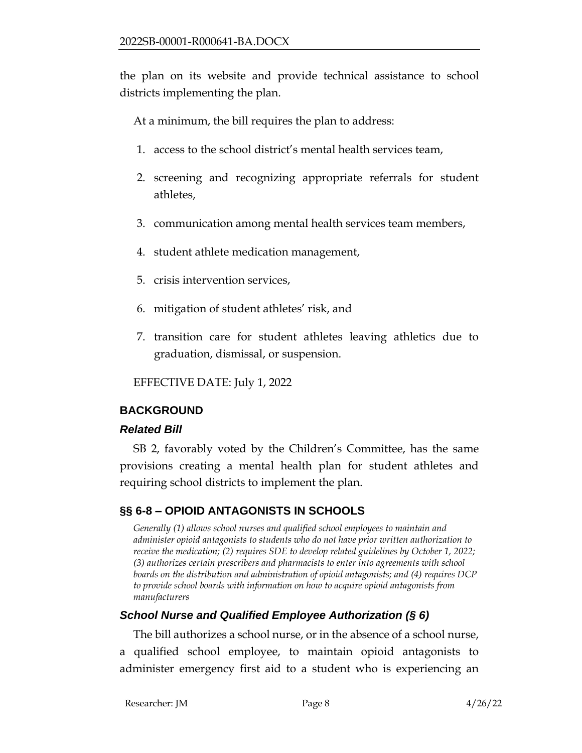the plan on its website and provide technical assistance to school districts implementing the plan.

At a minimum, the bill requires the plan to address:

1. access to the school district's mental health services team,
2. screening and recognizing appropriate referrals for student athletes,
3. communication among mental health services team members,
4. student athlete medication management,
5. crisis intervention services,
6. mitigation of student athletes' risk, and
7. transition care for student athletes leaving athletics due to graduation, dismissal, or suspension.

EFFECTIVE DATE: July 1, 2022

## BACKGROUND

### *Related Bill*

SB 2, favorably voted by the Children's Committee, has the same provisions creating a mental health plan for student athletes and requiring school districts to implement the plan.

## §§ 6-8 – OPIOID ANTAGONISTS IN SCHOOLS

*Generally (1) allows school nurses and qualified school employees to maintain and administer opioid antagonists to students who do not have prior written authorization to receive the medication; (2) requires SDE to develop related guidelines by October 1, 2022; (3) authorizes certain prescribers and pharmacists to enter into agreements with school boards on the distribution and administration of opioid antagonists; and (4) requires DCP to provide school boards with information on how to acquire opioid antagonists from manufacturers*

### *School Nurse and Qualified Employee Authorization (§ 6)*

The bill authorizes a school nurse, or in the absence of a school nurse, a qualified school employee, to maintain opioid antagonists to administer emergency first aid to a student who is experiencing an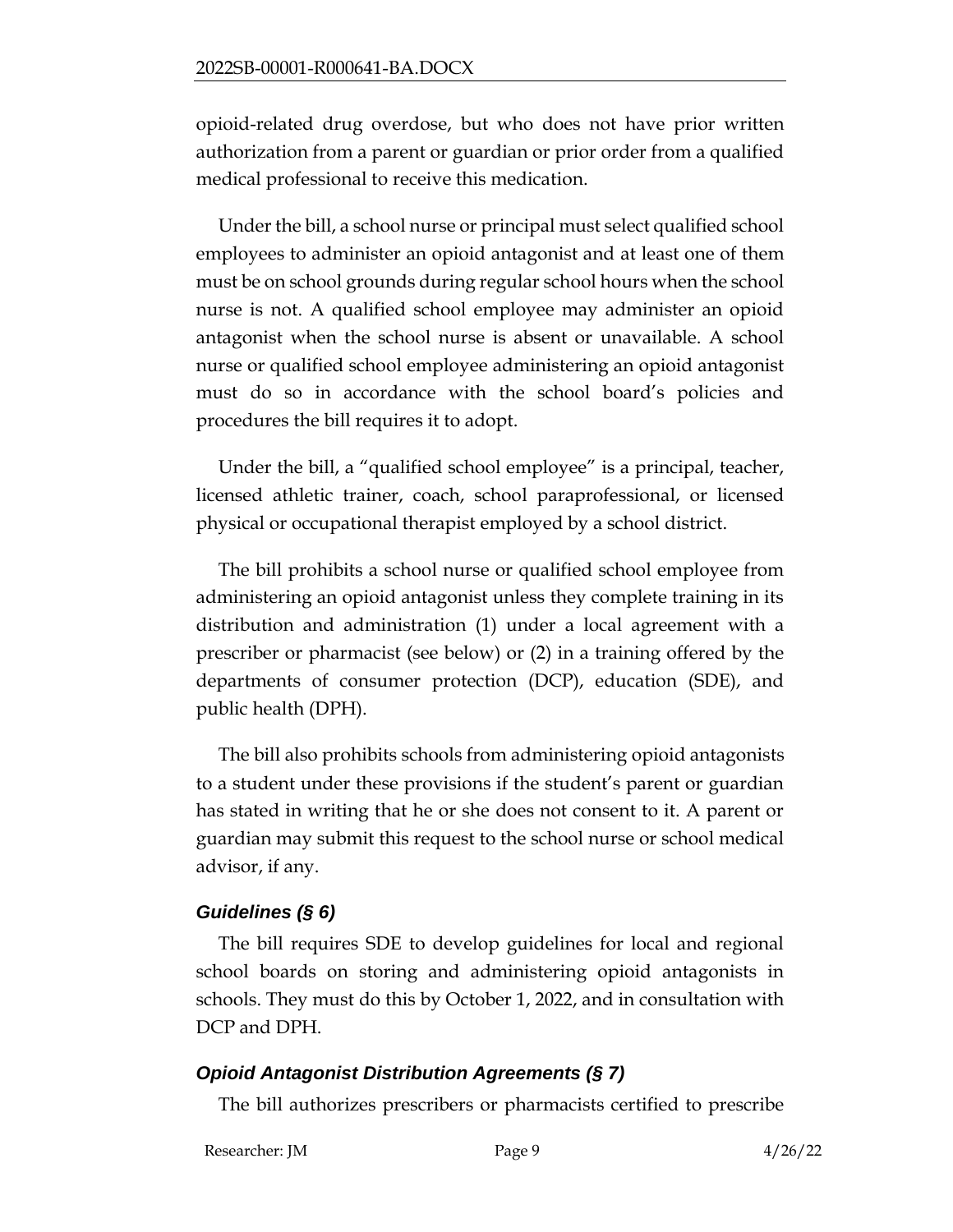opioid-related drug overdose, but who does not have prior written authorization from a parent or guardian or prior order from a qualified medical professional to receive this medication.

Under the bill, a school nurse or principal must select qualified school employees to administer an opioid antagonist and at least one of them must be on school grounds during regular school hours when the school nurse is not. A qualified school employee may administer an opioid antagonist when the school nurse is absent or unavailable. A school nurse or qualified school employee administering an opioid antagonist must do so in accordance with the school board's policies and procedures the bill requires it to adopt.

Under the bill, a "qualified school employee" is a principal, teacher, licensed athletic trainer, coach, school paraprofessional, or licensed physical or occupational therapist employed by a school district.

The bill prohibits a school nurse or qualified school employee from administering an opioid antagonist unless they complete training in its distribution and administration (1) under a local agreement with a prescriber or pharmacist (see below) or (2) in a training offered by the departments of consumer protection (DCP), education (SDE), and public health (DPH).

The bill also prohibits schools from administering opioid antagonists to a student under these provisions if the student's parent or guardian has stated in writing that he or she does not consent to it. A parent or guardian may submit this request to the school nurse or school medical advisor, if any.

### *Guidelines (§ 6)*

The bill requires SDE to develop guidelines for local and regional school boards on storing and administering opioid antagonists in schools. They must do this by October 1, 2022, and in consultation with DCP and DPH.

### *Opioid Antagonist Distribution Agreements (§ 7)*

The bill authorizes prescribers or pharmacists certified to prescribe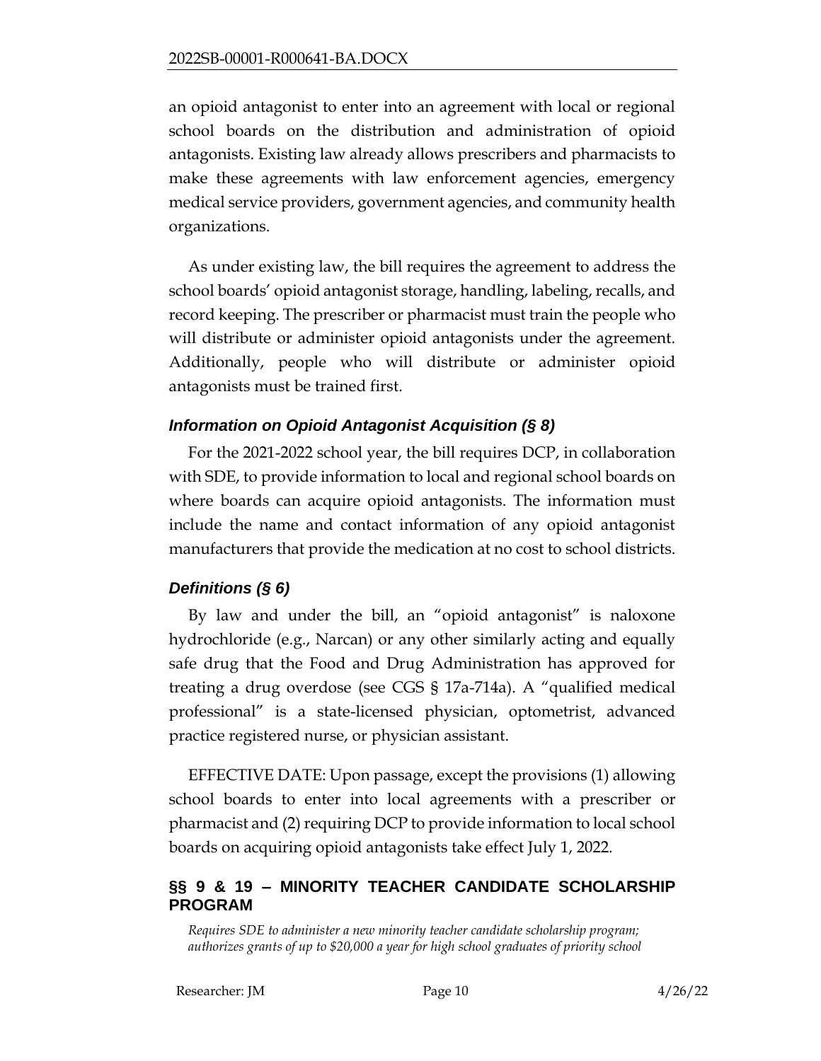an opioid antagonist to enter into an agreement with local or regional school boards on the distribution and administration of opioid antagonists. Existing law already allows prescribers and pharmacists to make these agreements with law enforcement agencies, emergency medical service providers, government agencies, and community health organizations.

As under existing law, the bill requires the agreement to address the school boards' opioid antagonist storage, handling, labeling, recalls, and record keeping. The prescriber or pharmacist must train the people who will distribute or administer opioid antagonists under the agreement. Additionally, people who will distribute or administer opioid antagonists must be trained first.

### *Information on Opioid Antagonist Acquisition (§ 8)*

For the 2021-2022 school year, the bill requires DCP, in collaboration with SDE, to provide information to local and regional school boards on where boards can acquire opioid antagonists. The information must include the name and contact information of any opioid antagonist manufacturers that provide the medication at no cost to school districts.

### *Definitions (§ 6)*

By law and under the bill, an "opioid antagonist" is naloxone hydrochloride (e.g., Narcan) or any other similarly acting and equally safe drug that the Food and Drug Administration has approved for treating a drug overdose (see CGS § 17a-714a). A "qualified medical professional" is a state-licensed physician, optometrist, advanced practice registered nurse, or physician assistant.

EFFECTIVE DATE: Upon passage, except the provisions (1) allowing school boards to enter into local agreements with a prescriber or pharmacist and (2) requiring DCP to provide information to local school boards on acquiring opioid antagonists take effect July 1, 2022.

## §§ 9 & 19 – MINORITY TEACHER CANDIDATE SCHOLARSHIP PROGRAM

*Requires SDE to administer a new minority teacher candidate scholarship program; authorizes grants of up to $20,000 a year for high school graduates of priority school*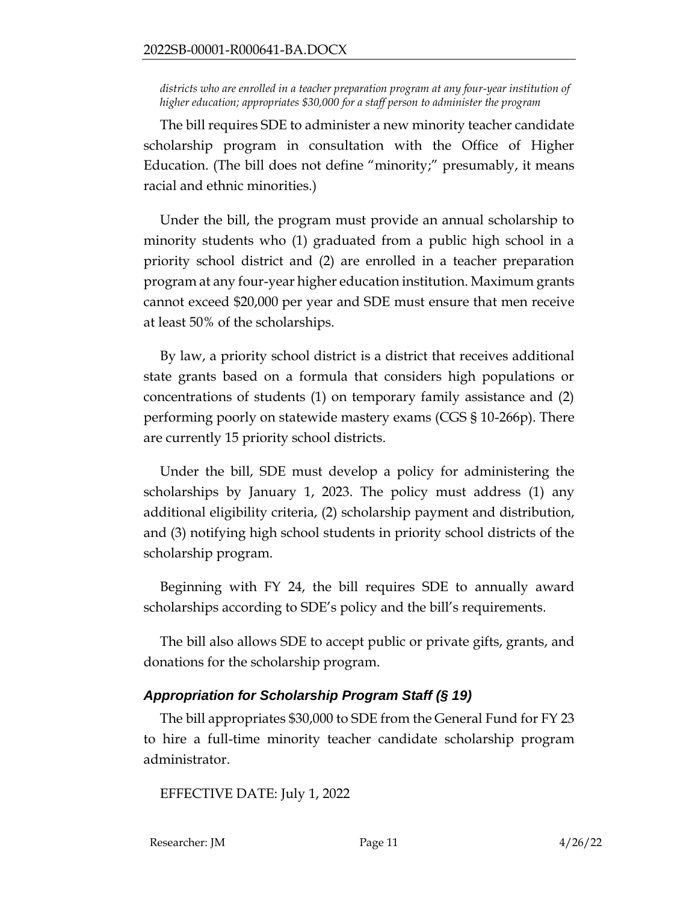*districts who are enrolled in a teacher preparation program at any four-year institution of higher education; appropriates $30,000 for a staff person to administer the program*

The bill requires SDE to administer a new minority teacher candidate scholarship program in consultation with the Office of Higher Education. (The bill does not define "minority;" presumably, it means racial and ethnic minorities.)

Under the bill, the program must provide an annual scholarship to minority students who (1) graduated from a public high school in a priority school district and (2) are enrolled in a teacher preparation program at any four-year higher education institution. Maximum grants cannot exceed $20,000 per year and SDE must ensure that men receive at least 50% of the scholarships.

By law, a priority school district is a district that receives additional state grants based on a formula that considers high populations or concentrations of students (1) on temporary family assistance and (2) performing poorly on statewide mastery exams (CGS § 10-266p). There are currently 15 priority school districts.

Under the bill, SDE must develop a policy for administering the scholarships by January 1, 2023. The policy must address (1) any additional eligibility criteria, (2) scholarship payment and distribution, and (3) notifying high school students in priority school districts of the scholarship program.

Beginning with FY 24, the bill requires SDE to annually award scholarships according to SDE's policy and the bill's requirements.

The bill also allows SDE to accept public or private gifts, grants, and donations for the scholarship program.

### *Appropriation for Scholarship Program Staff (§ 19)*

The bill appropriates $30,000 to SDE from the General Fund for FY 23 to hire a full-time minority teacher candidate scholarship program administrator.

EFFECTIVE DATE: July 1, 2022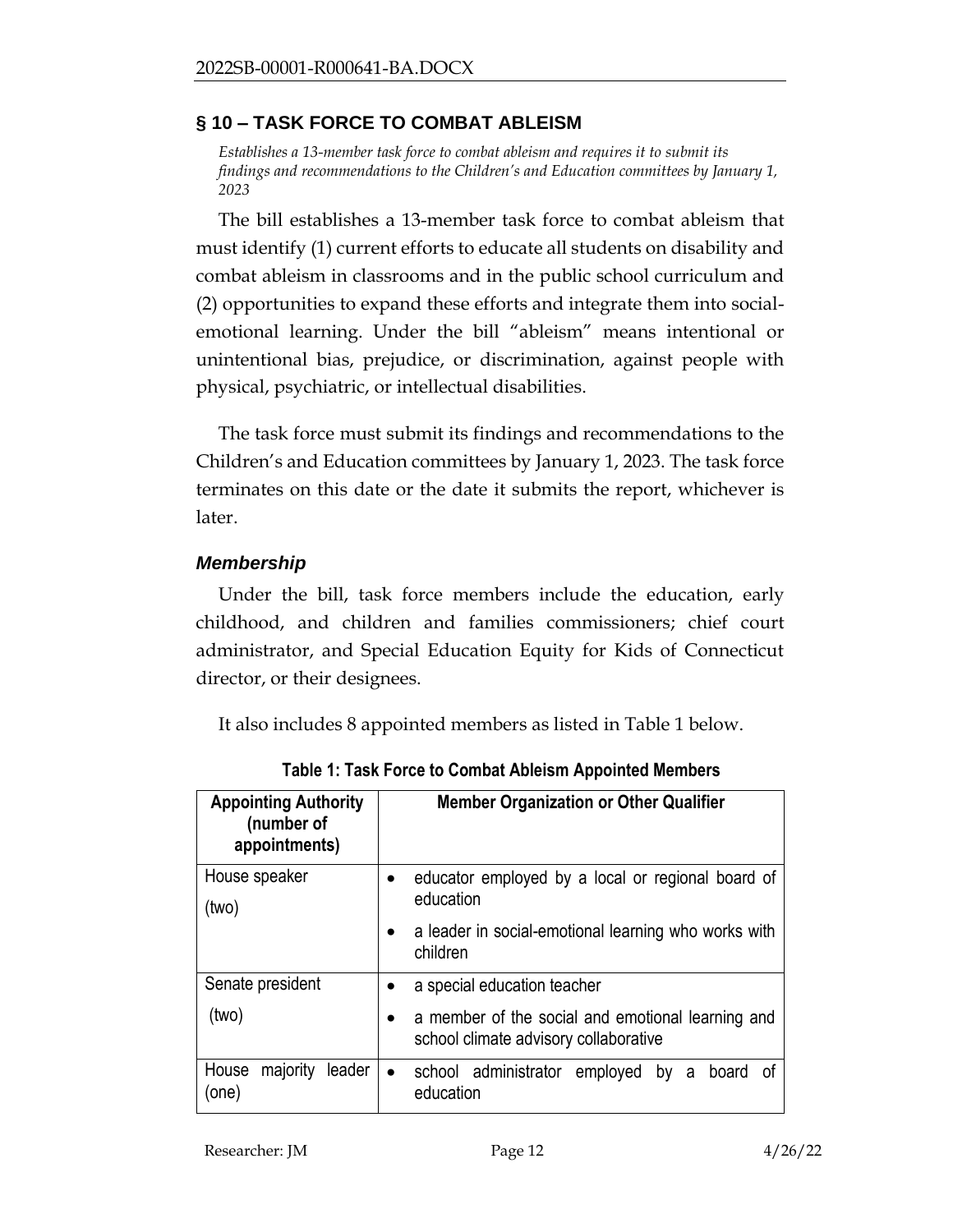## § 10 – TASK FORCE TO COMBAT ABLEISM

*Establishes a 13-member task force to combat ableism and requires it to submit its findings and recommendations to the Children's and Education committees by January 1, 2023*

The bill establishes a 13-member task force to combat ableism that must identify (1) current efforts to educate all students on disability and combat ableism in classrooms and in the public school curriculum and (2) opportunities to expand these efforts and integrate them into social-emotional learning. Under the bill "ableism" means intentional or unintentional bias, prejudice, or discrimination, against people with physical, psychiatric, or intellectual disabilities.

The task force must submit its findings and recommendations to the Children's and Education committees by January 1, 2023. The task force terminates on this date or the date it submits the report, whichever is later.

### *Membership*

Under the bill, task force members include the education, early childhood, and children and families commissioners; chief court administrator, and Special Education Equity for Kids of Connecticut director, or their designees.

It also includes 8 appointed members as listed in Table 1 below.

**Table 1: Task Force to Combat Ableism Appointed Members**

| Appointing Authority (number of appointments) | Member Organization or Other Qualifier |
|---|---|
| House speaker (two) | • educator employed by a local or regional board of education<br>• a leader in social-emotional learning who works with children |
| Senate president (two) | • a special education teacher<br>• a member of the social and emotional learning and school climate advisory collaborative |
| House majority leader (one) | • school administrator employed by a board of education |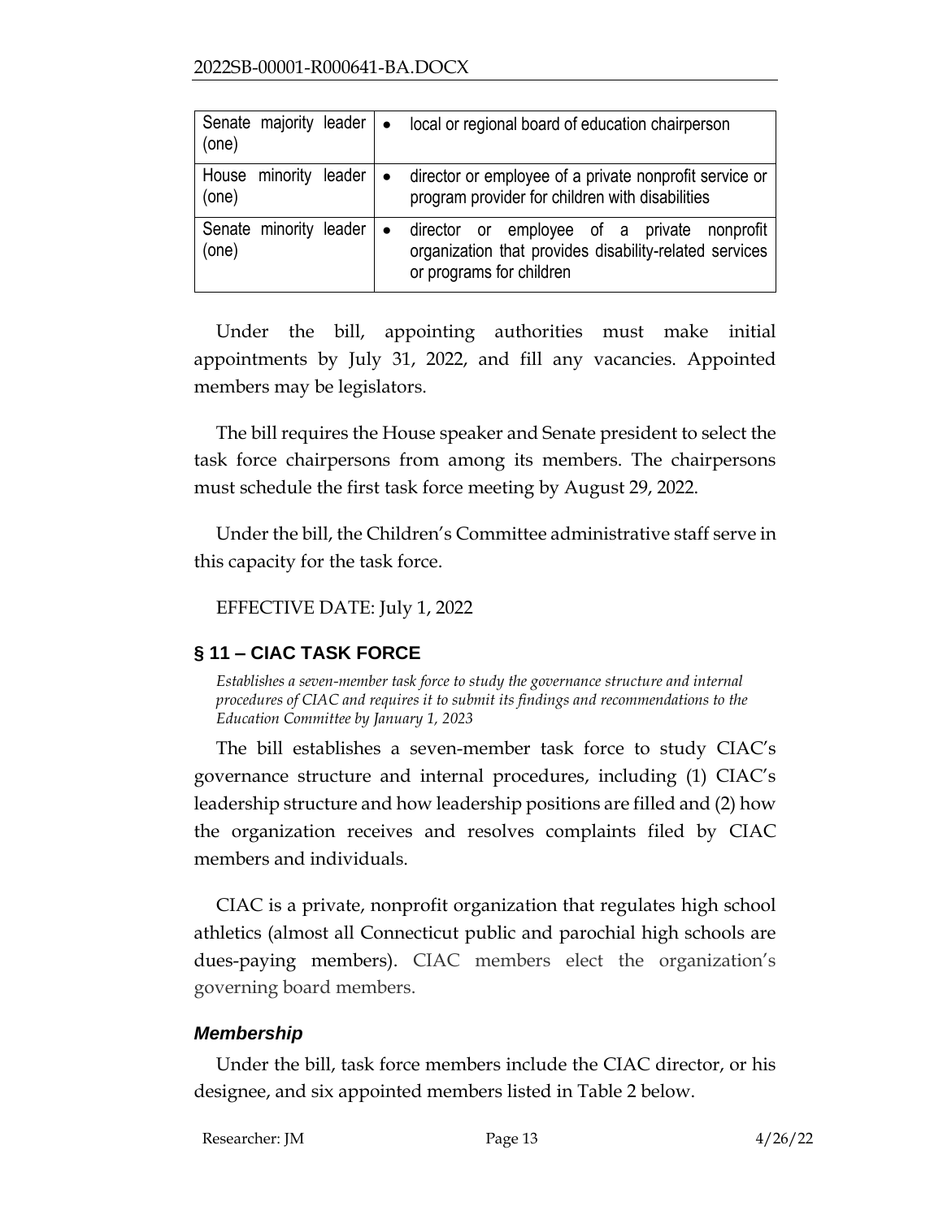| | |
|---|---|
| Senate majority leader (one) | • local or regional board of education chairperson |
| House minority leader (one) | • director or employee of a private nonprofit service or program provider for children with disabilities |
| Senate minority leader (one) | • director or employee of a private nonprofit organization that provides disability-related services or programs for children |

Under the bill, appointing authorities must make initial appointments by July 31, 2022, and fill any vacancies. Appointed members may be legislators.

The bill requires the House speaker and Senate president to select the task force chairpersons from among its members. The chairpersons must schedule the first task force meeting by August 29, 2022.

Under the bill, the Children's Committee administrative staff serve in this capacity for the task force.

EFFECTIVE DATE: July 1, 2022

## § 11 – CIAC TASK FORCE

*Establishes a seven-member task force to study the governance structure and internal procedures of CIAC and requires it to submit its findings and recommendations to the Education Committee by January 1, 2023*

The bill establishes a seven-member task force to study CIAC's governance structure and internal procedures, including (1) CIAC's leadership structure and how leadership positions are filled and (2) how the organization receives and resolves complaints filed by CIAC members and individuals.

CIAC is a private, nonprofit organization that regulates high school athletics (almost all Connecticut public and parochial high schools are dues-paying members). CIAC members elect the organization's governing board members.

### *Membership*

Under the bill, task force members include the CIAC director, or his designee, and six appointed members listed in Table 2 below.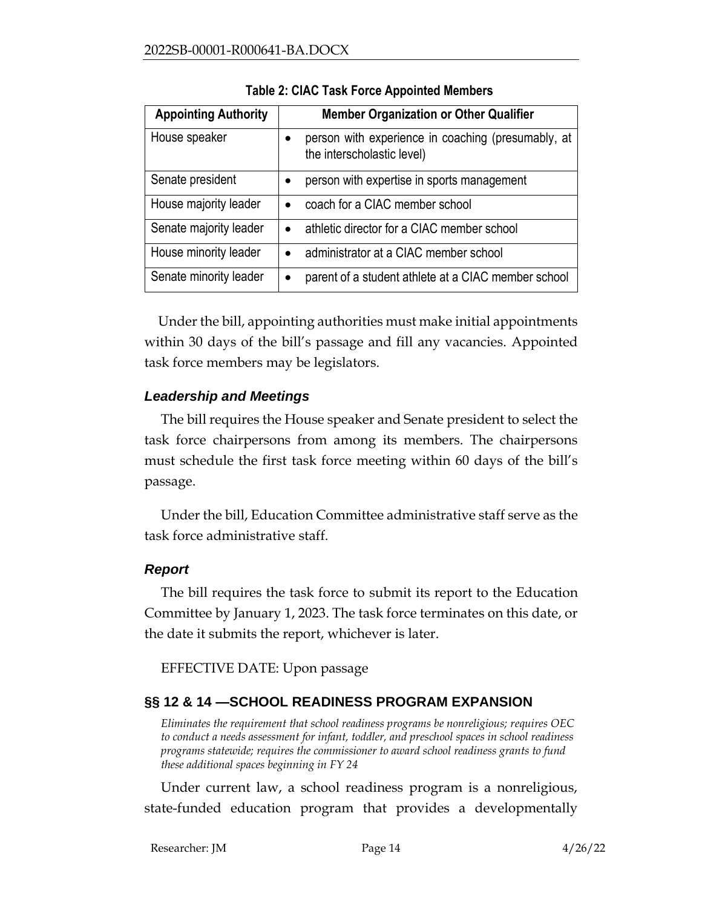**Table 2: CIAC Task Force Appointed Members**

| Appointing Authority | Member Organization or Other Qualifier |
|---|---|
| House speaker | • person with experience in coaching (presumably, at the interscholastic level) |
| Senate president | • person with expertise in sports management |
| House majority leader | • coach for a CIAC member school |
| Senate majority leader | • athletic director for a CIAC member school |
| House minority leader | • administrator at a CIAC member school |
| Senate minority leader | • parent of a student athlete at a CIAC member school |

Under the bill, appointing authorities must make initial appointments within 30 days of the bill's passage and fill any vacancies. Appointed task force members may be legislators.

### *Leadership and Meetings*

The bill requires the House speaker and Senate president to select the task force chairpersons from among its members. The chairpersons must schedule the first task force meeting within 60 days of the bill's passage.

Under the bill, Education Committee administrative staff serve as the task force administrative staff.

### *Report*

The bill requires the task force to submit its report to the Education Committee by January 1, 2023. The task force terminates on this date, or the date it submits the report, whichever is later.

EFFECTIVE DATE: Upon passage

## §§ 12 & 14 —SCHOOL READINESS PROGRAM EXPANSION

*Eliminates the requirement that school readiness programs be nonreligious; requires OEC to conduct a needs assessment for infant, toddler, and preschool spaces in school readiness programs statewide; requires the commissioner to award school readiness grants to fund these additional spaces beginning in FY 24*

Under current law, a school readiness program is a nonreligious, state-funded education program that provides a developmentally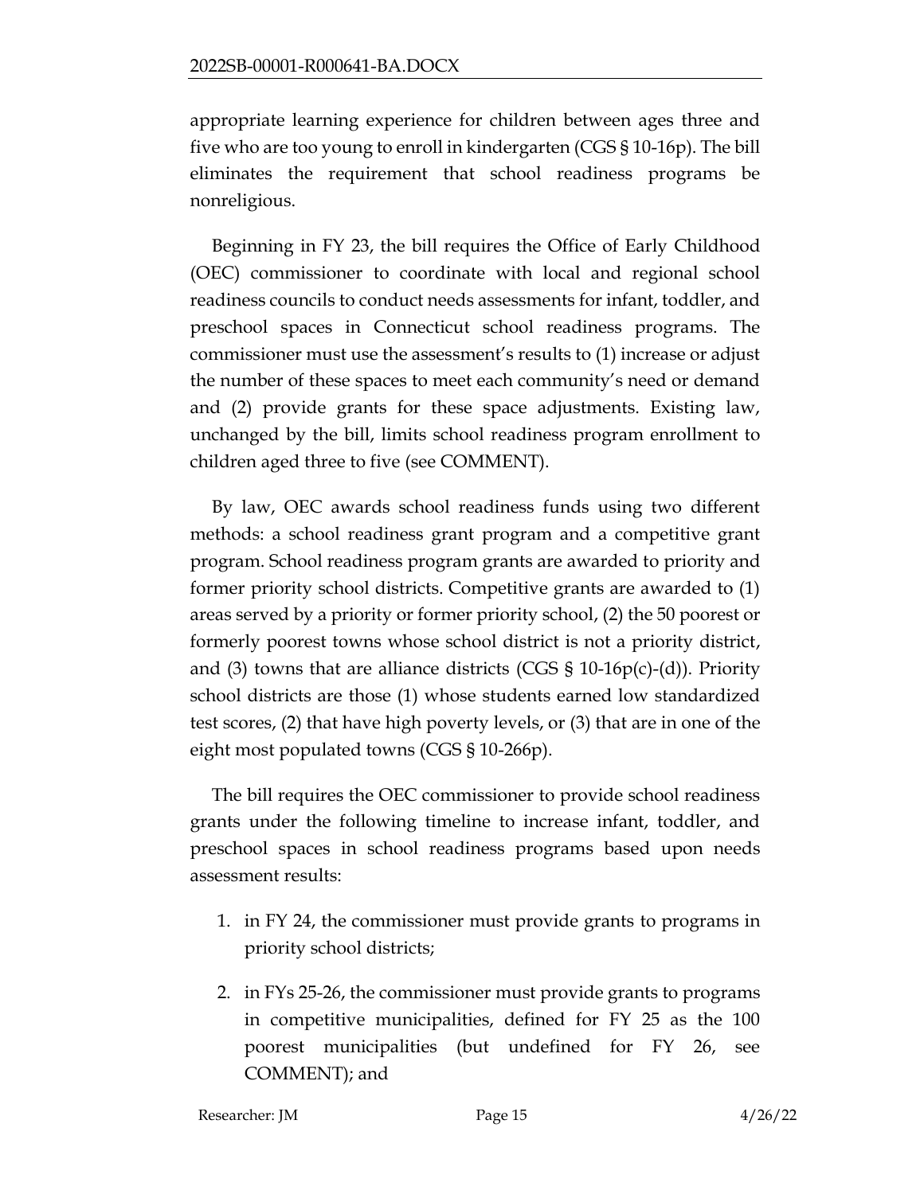appropriate learning experience for children between ages three and five who are too young to enroll in kindergarten (CGS § 10-16p). The bill eliminates the requirement that school readiness programs be nonreligious.

Beginning in FY 23, the bill requires the Office of Early Childhood (OEC) commissioner to coordinate with local and regional school readiness councils to conduct needs assessments for infant, toddler, and preschool spaces in Connecticut school readiness programs. The commissioner must use the assessment's results to (1) increase or adjust the number of these spaces to meet each community's need or demand and (2) provide grants for these space adjustments. Existing law, unchanged by the bill, limits school readiness program enrollment to children aged three to five (see COMMENT).

By law, OEC awards school readiness funds using two different methods: a school readiness grant program and a competitive grant program. School readiness program grants are awarded to priority and former priority school districts. Competitive grants are awarded to (1) areas served by a priority or former priority school, (2) the 50 poorest or formerly poorest towns whose school district is not a priority district, and (3) towns that are alliance districts (CGS § 10-16p(c)-(d)). Priority school districts are those (1) whose students earned low standardized test scores, (2) that have high poverty levels, or (3) that are in one of the eight most populated towns (CGS § 10-266p).

The bill requires the OEC commissioner to provide school readiness grants under the following timeline to increase infant, toddler, and preschool spaces in school readiness programs based upon needs assessment results:

1. in FY 24, the commissioner must provide grants to programs in priority school districts;
2. in FYs 25-26, the commissioner must provide grants to programs in competitive municipalities, defined for FY 25 as the 100 poorest municipalities (but undefined for FY 26, see COMMENT); and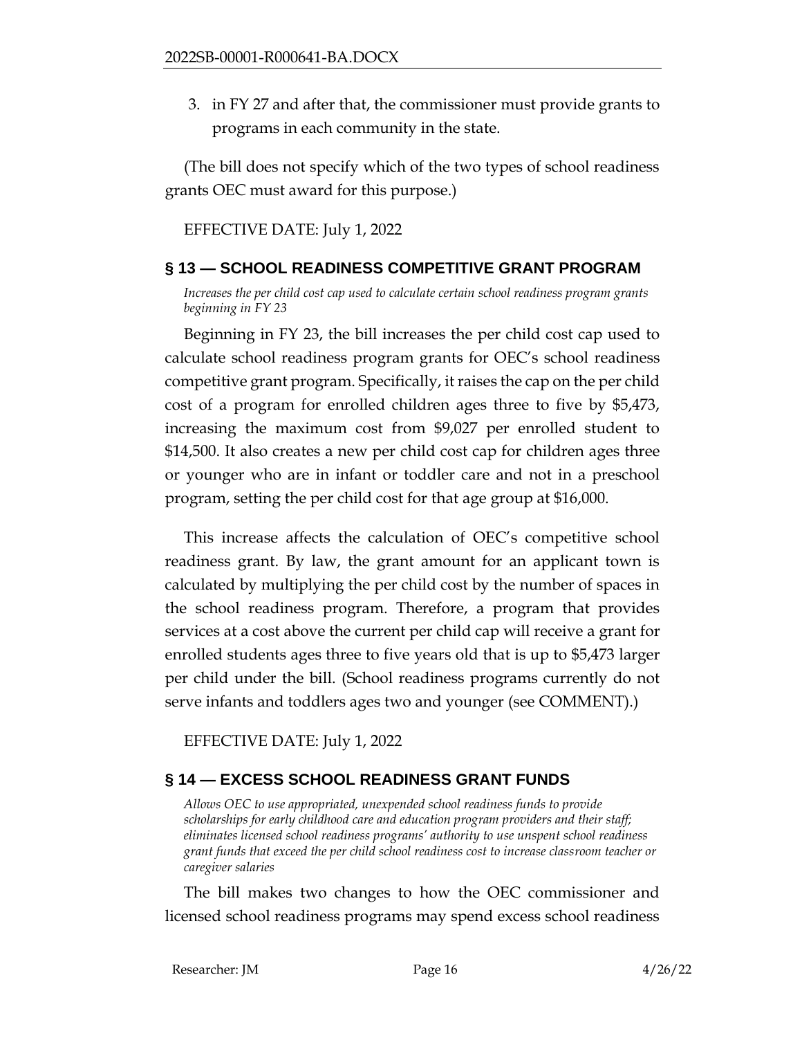3. in FY 27 and after that, the commissioner must provide grants to programs in each community in the state.

(The bill does not specify which of the two types of school readiness grants OEC must award for this purpose.)

EFFECTIVE DATE: July 1, 2022

## § 13 — SCHOOL READINESS COMPETITIVE GRANT PROGRAM

*Increases the per child cost cap used to calculate certain school readiness program grants beginning in FY 23*

Beginning in FY 23, the bill increases the per child cost cap used to calculate school readiness program grants for OEC's school readiness competitive grant program. Specifically, it raises the cap on the per child cost of a program for enrolled children ages three to five by $5,473, increasing the maximum cost from $9,027 per enrolled student to $14,500. It also creates a new per child cost cap for children ages three or younger who are in infant or toddler care and not in a preschool program, setting the per child cost for that age group at $16,000.

This increase affects the calculation of OEC's competitive school readiness grant. By law, the grant amount for an applicant town is calculated by multiplying the per child cost by the number of spaces in the school readiness program. Therefore, a program that provides services at a cost above the current per child cap will receive a grant for enrolled students ages three to five years old that is up to $5,473 larger per child under the bill. (School readiness programs currently do not serve infants and toddlers ages two and younger (see COMMENT).)

EFFECTIVE DATE: July 1, 2022

## § 14 — EXCESS SCHOOL READINESS GRANT FUNDS

*Allows OEC to use appropriated, unexpended school readiness funds to provide scholarships for early childhood care and education program providers and their staff; eliminates licensed school readiness programs' authority to use unspent school readiness grant funds that exceed the per child school readiness cost to increase classroom teacher or caregiver salaries*

The bill makes two changes to how the OEC commissioner and licensed school readiness programs may spend excess school readiness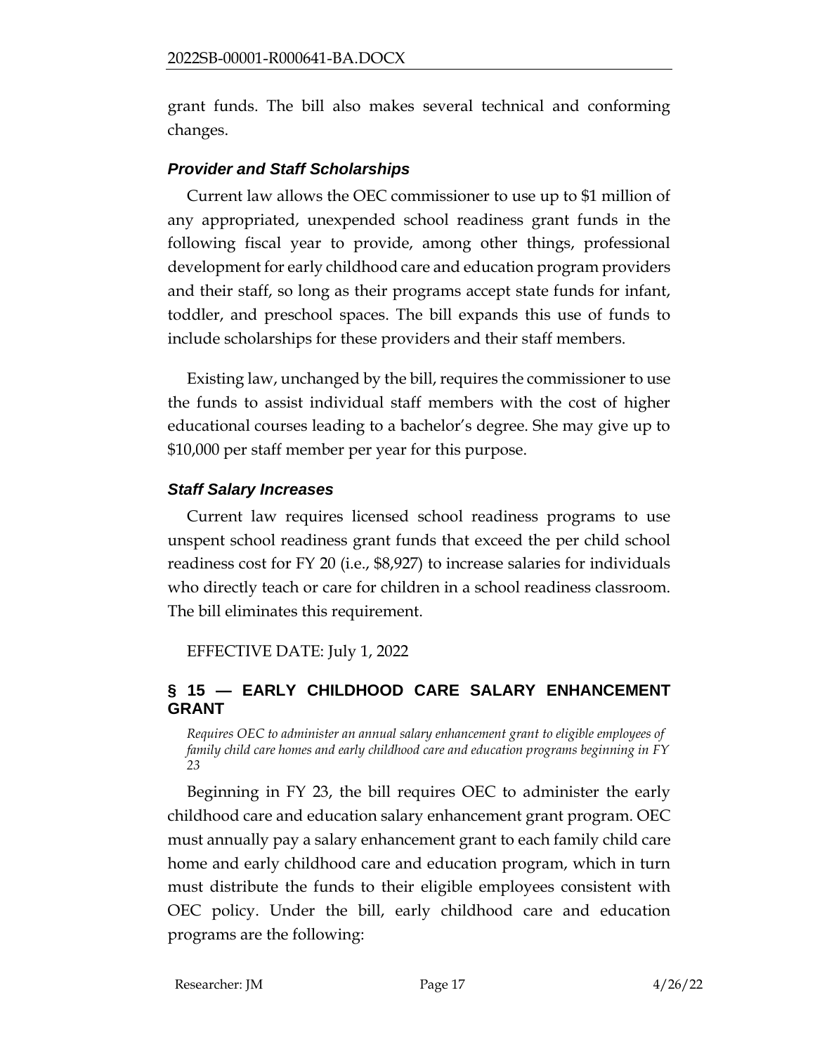grant funds. The bill also makes several technical and conforming changes.

### *Provider and Staff Scholarships*

Current law allows the OEC commissioner to use up to $1 million of any appropriated, unexpended school readiness grant funds in the following fiscal year to provide, among other things, professional development for early childhood care and education program providers and their staff, so long as their programs accept state funds for infant, toddler, and preschool spaces. The bill expands this use of funds to include scholarships for these providers and their staff members.

Existing law, unchanged by the bill, requires the commissioner to use the funds to assist individual staff members with the cost of higher educational courses leading to a bachelor's degree. She may give up to $10,000 per staff member per year for this purpose.

### *Staff Salary Increases*

Current law requires licensed school readiness programs to use unspent school readiness grant funds that exceed the per child school readiness cost for FY 20 (i.e., $8,927) to increase salaries for individuals who directly teach or care for children in a school readiness classroom. The bill eliminates this requirement.

EFFECTIVE DATE: July 1, 2022

## § 15 — EARLY CHILDHOOD CARE SALARY ENHANCEMENT GRANT

*Requires OEC to administer an annual salary enhancement grant to eligible employees of family child care homes and early childhood care and education programs beginning in FY 23*

Beginning in FY 23, the bill requires OEC to administer the early childhood care and education salary enhancement grant program. OEC must annually pay a salary enhancement grant to each family child care home and early childhood care and education program, which in turn must distribute the funds to their eligible employees consistent with OEC policy. Under the bill, early childhood care and education programs are the following: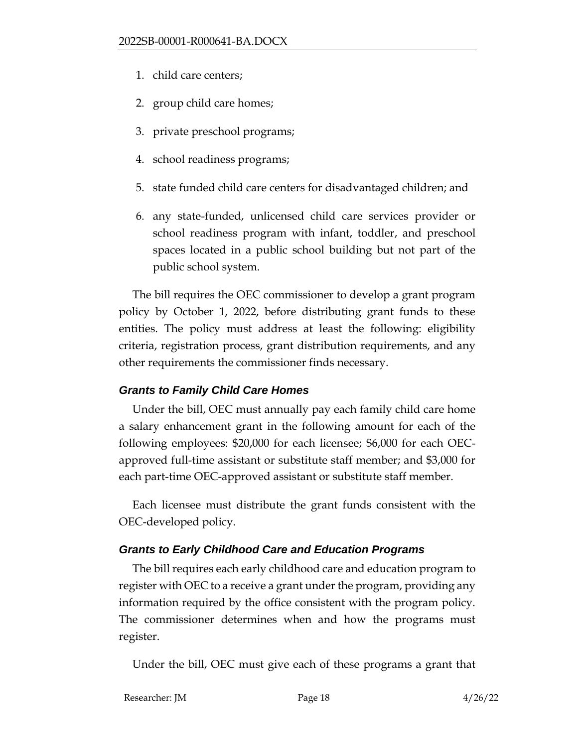1. child care centers;
2. group child care homes;
3. private preschool programs;
4. school readiness programs;
5. state funded child care centers for disadvantaged children; and
6. any state-funded, unlicensed child care services provider or school readiness program with infant, toddler, and preschool spaces located in a public school building but not part of the public school system.

The bill requires the OEC commissioner to develop a grant program policy by October 1, 2022, before distributing grant funds to these entities. The policy must address at least the following: eligibility criteria, registration process, grant distribution requirements, and any other requirements the commissioner finds necessary.

### *Grants to Family Child Care Homes*

Under the bill, OEC must annually pay each family child care home a salary enhancement grant in the following amount for each of the following employees: $20,000 for each licensee; $6,000 for each OEC-approved full-time assistant or substitute staff member; and $3,000 for each part-time OEC-approved assistant or substitute staff member.

Each licensee must distribute the grant funds consistent with the OEC-developed policy.

### *Grants to Early Childhood Care and Education Programs*

The bill requires each early childhood care and education program to register with OEC to a receive a grant under the program, providing any information required by the office consistent with the program policy. The commissioner determines when and how the programs must register.

Under the bill, OEC must give each of these programs a grant that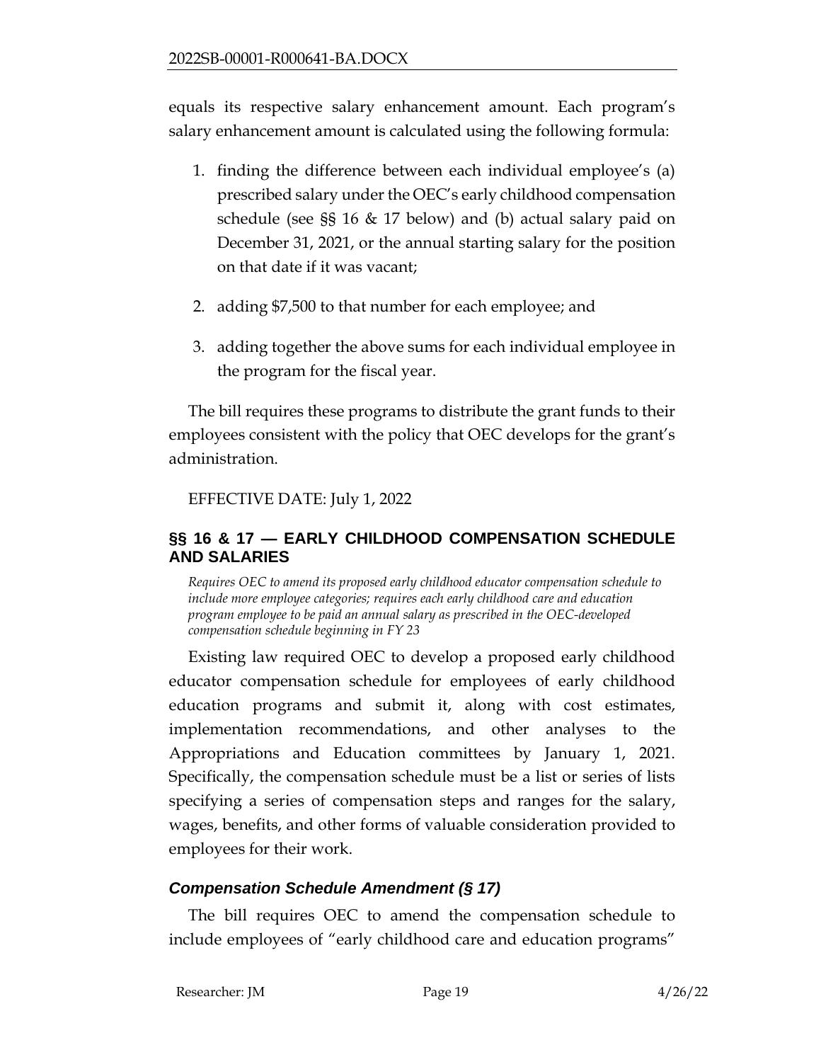equals its respective salary enhancement amount. Each program's salary enhancement amount is calculated using the following formula:

1. finding the difference between each individual employee's (a) prescribed salary under the OEC's early childhood compensation schedule (see §§ 16 & 17 below) and (b) actual salary paid on December 31, 2021, or the annual starting salary for the position on that date if it was vacant;
2. adding $7,500 to that number for each employee; and
3. adding together the above sums for each individual employee in the program for the fiscal year.

The bill requires these programs to distribute the grant funds to their employees consistent with the policy that OEC develops for the grant's administration.

EFFECTIVE DATE: July 1, 2022

## §§ 16 & 17 — EARLY CHILDHOOD COMPENSATION SCHEDULE AND SALARIES

*Requires OEC to amend its proposed early childhood educator compensation schedule to include more employee categories; requires each early childhood care and education program employee to be paid an annual salary as prescribed in the OEC-developed compensation schedule beginning in FY 23*

Existing law required OEC to develop a proposed early childhood educator compensation schedule for employees of early childhood education programs and submit it, along with cost estimates, implementation recommendations, and other analyses to the Appropriations and Education committees by January 1, 2021. Specifically, the compensation schedule must be a list or series of lists specifying a series of compensation steps and ranges for the salary, wages, benefits, and other forms of valuable consideration provided to employees for their work.

### *Compensation Schedule Amendment (§ 17)*

The bill requires OEC to amend the compensation schedule to include employees of "early childhood care and education programs"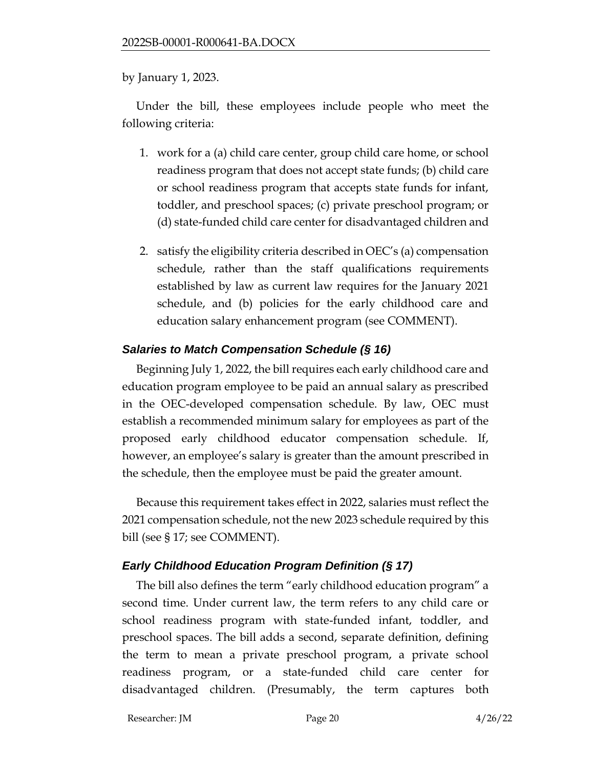by January 1, 2023.

Under the bill, these employees include people who meet the following criteria:

1. work for a (a) child care center, group child care home, or school readiness program that does not accept state funds; (b) child care or school readiness program that accepts state funds for infant, toddler, and preschool spaces; (c) private preschool program; or (d) state-funded child care center for disadvantaged children and
2. satisfy the eligibility criteria described in OEC's (a) compensation schedule, rather than the staff qualifications requirements established by law as current law requires for the January 2021 schedule, and (b) policies for the early childhood care and education salary enhancement program (see COMMENT).

### *Salaries to Match Compensation Schedule (§ 16)*

Beginning July 1, 2022, the bill requires each early childhood care and education program employee to be paid an annual salary as prescribed in the OEC-developed compensation schedule. By law, OEC must establish a recommended minimum salary for employees as part of the proposed early childhood educator compensation schedule. If, however, an employee's salary is greater than the amount prescribed in the schedule, then the employee must be paid the greater amount.

Because this requirement takes effect in 2022, salaries must reflect the 2021 compensation schedule, not the new 2023 schedule required by this bill (see § 17; see COMMENT).

### *Early Childhood Education Program Definition (§ 17)*

The bill also defines the term "early childhood education program" a second time. Under current law, the term refers to any child care or school readiness program with state-funded infant, toddler, and preschool spaces. The bill adds a second, separate definition, defining the term to mean a private preschool program, a private school readiness program, or a state-funded child care center for disadvantaged children. (Presumably, the term captures both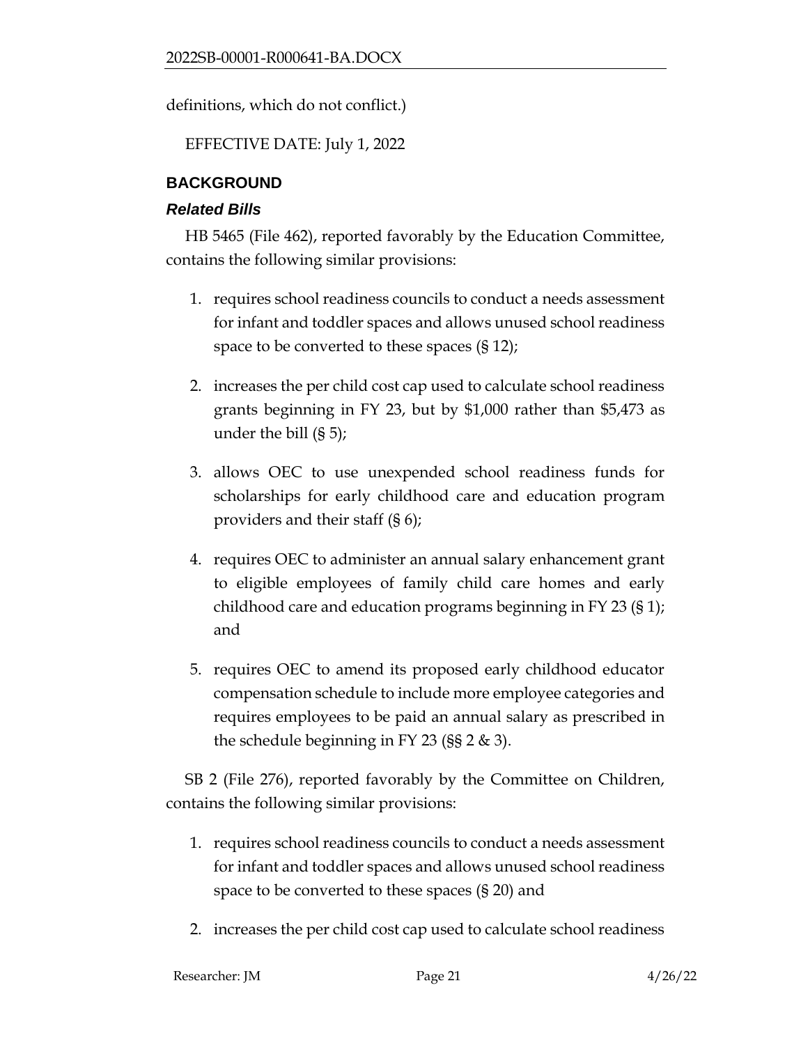definitions, which do not conflict.)

EFFECTIVE DATE: July 1, 2022

## BACKGROUND

### *Related Bills*

HB 5465 (File 462), reported favorably by the Education Committee, contains the following similar provisions:

1. requires school readiness councils to conduct a needs assessment for infant and toddler spaces and allows unused school readiness space to be converted to these spaces (§ 12);
2. increases the per child cost cap used to calculate school readiness grants beginning in FY 23, but by $1,000 rather than $5,473 as under the bill (§ 5);
3. allows OEC to use unexpended school readiness funds for scholarships for early childhood care and education program providers and their staff (§ 6);
4. requires OEC to administer an annual salary enhancement grant to eligible employees of family child care homes and early childhood care and education programs beginning in FY 23 (§ 1); and
5. requires OEC to amend its proposed early childhood educator compensation schedule to include more employee categories and requires employees to be paid an annual salary as prescribed in the schedule beginning in FY 23 (§§ 2 & 3).

SB 2 (File 276), reported favorably by the Committee on Children, contains the following similar provisions:

1. requires school readiness councils to conduct a needs assessment for infant and toddler spaces and allows unused school readiness space to be converted to these spaces (§ 20) and
2. increases the per child cost cap used to calculate school readiness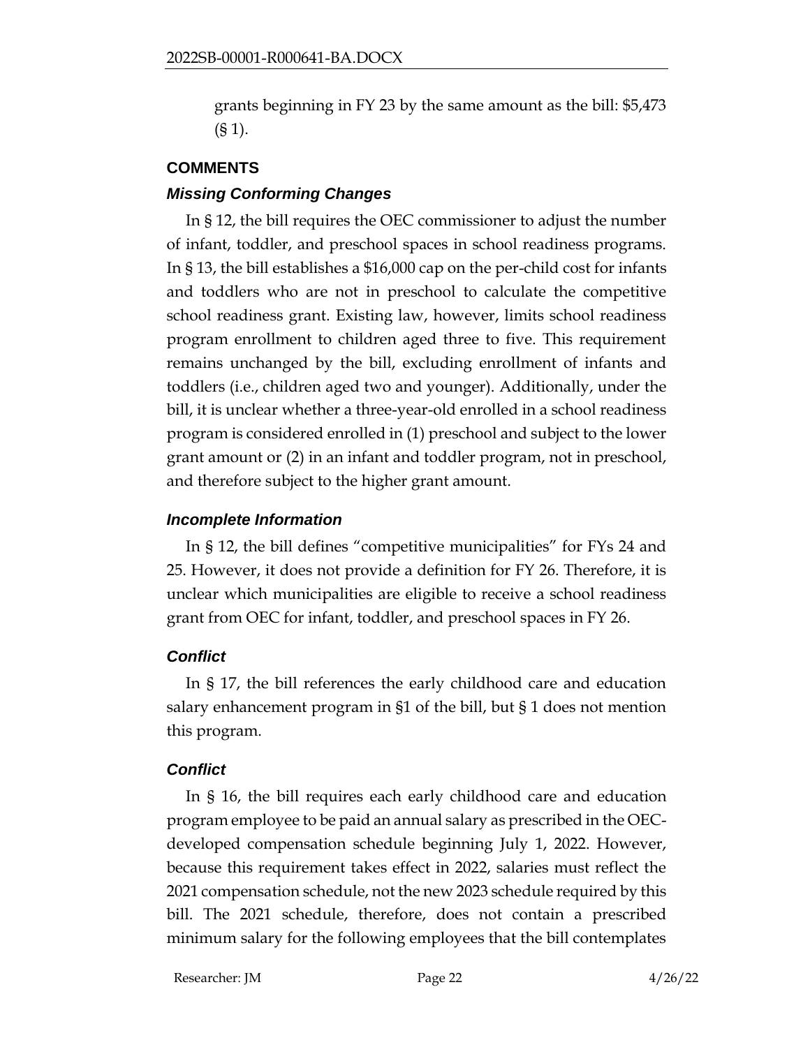grants beginning in FY 23 by the same amount as the bill: $5,473 (§ 1).

## COMMENTS

### *Missing Conforming Changes*

In § 12, the bill requires the OEC commissioner to adjust the number of infant, toddler, and preschool spaces in school readiness programs. In § 13, the bill establishes a $16,000 cap on the per-child cost for infants and toddlers who are not in preschool to calculate the competitive school readiness grant. Existing law, however, limits school readiness program enrollment to children aged three to five. This requirement remains unchanged by the bill, excluding enrollment of infants and toddlers (i.e., children aged two and younger). Additionally, under the bill, it is unclear whether a three-year-old enrolled in a school readiness program is considered enrolled in (1) preschool and subject to the lower grant amount or (2) in an infant and toddler program, not in preschool, and therefore subject to the higher grant amount.

### *Incomplete Information*

In § 12, the bill defines "competitive municipalities" for FYs 24 and 25. However, it does not provide a definition for FY 26. Therefore, it is unclear which municipalities are eligible to receive a school readiness grant from OEC for infant, toddler, and preschool spaces in FY 26.

### *Conflict*

In § 17, the bill references the early childhood care and education salary enhancement program in §1 of the bill, but § 1 does not mention this program.

### *Conflict*

In § 16, the bill requires each early childhood care and education program employee to be paid an annual salary as prescribed in the OEC-developed compensation schedule beginning July 1, 2022. However, because this requirement takes effect in 2022, salaries must reflect the 2021 compensation schedule, not the new 2023 schedule required by this bill. The 2021 schedule, therefore, does not contain a prescribed minimum salary for the following employees that the bill contemplates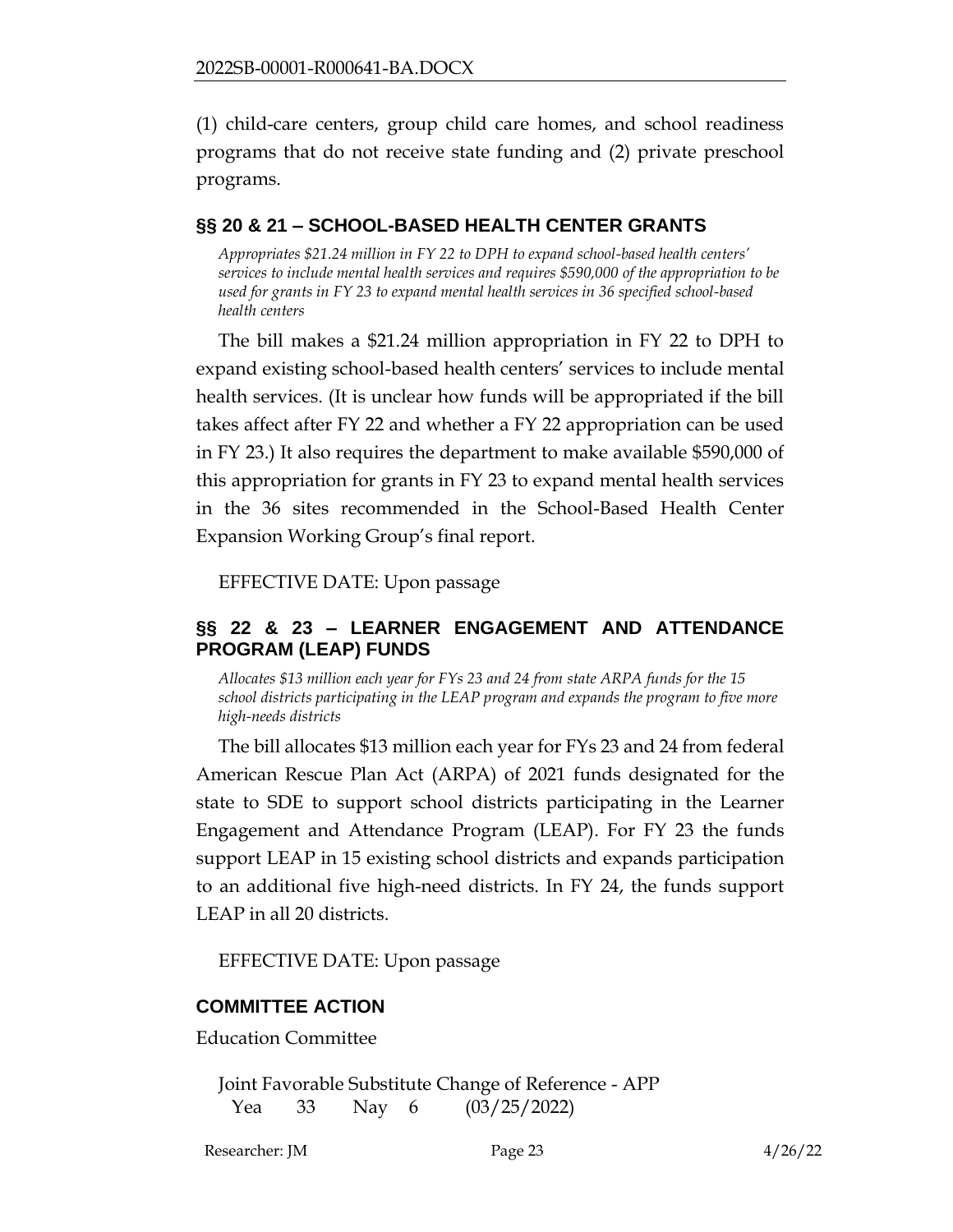(1) child-care centers, group child care homes, and school readiness programs that do not receive state funding and (2) private preschool programs.

## §§ 20 & 21 – SCHOOL-BASED HEALTH CENTER GRANTS

*Appropriates $21.24 million in FY 22 to DPH to expand school-based health centers' services to include mental health services and requires $590,000 of the appropriation to be used for grants in FY 23 to expand mental health services in 36 specified school-based health centers*

The bill makes a $21.24 million appropriation in FY 22 to DPH to expand existing school-based health centers' services to include mental health services. (It is unclear how funds will be appropriated if the bill takes affect after FY 22 and whether a FY 22 appropriation can be used in FY 23.) It also requires the department to make available $590,000 of this appropriation for grants in FY 23 to expand mental health services in the 36 sites recommended in the School-Based Health Center Expansion Working Group's final report.

EFFECTIVE DATE: Upon passage

## §§ 22 & 23 – LEARNER ENGAGEMENT AND ATTENDANCE PROGRAM (LEAP) FUNDS

*Allocates $13 million each year for FYs 23 and 24 from state ARPA funds for the 15 school districts participating in the LEAP program and expands the program to five more high-needs districts*

The bill allocates $13 million each year for FYs 23 and 24 from federal American Rescue Plan Act (ARPA) of 2021 funds designated for the state to SDE to support school districts participating in the Learner Engagement and Attendance Program (LEAP). For FY 23 the funds support LEAP in 15 existing school districts and expands participation to an additional five high-need districts. In FY 24, the funds support LEAP in all 20 districts.

EFFECTIVE DATE: Upon passage

## COMMITTEE ACTION

Education Committee

Joint Favorable Substitute Change of Reference - APP
Yea 33 Nay 6 (03/25/2022)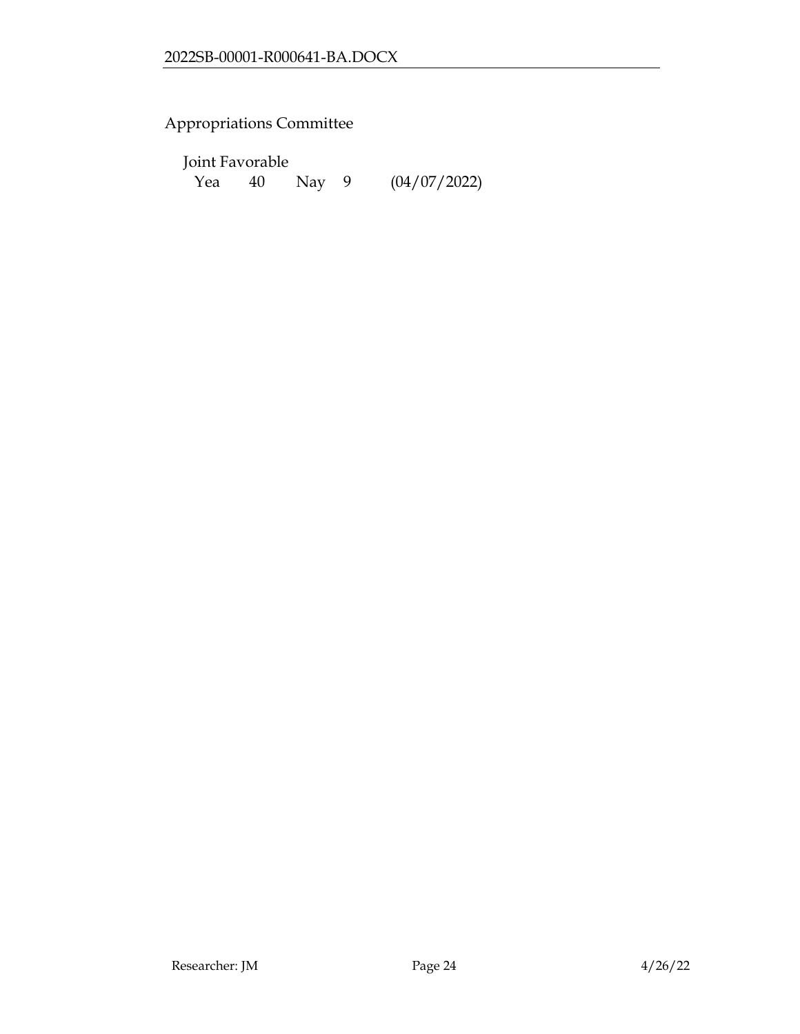Appropriations Committee

Joint Favorable

| | | | | |
|---|---|---|---|---|
| Yea | 40 | Nay | 9 | (04/07/2022) |